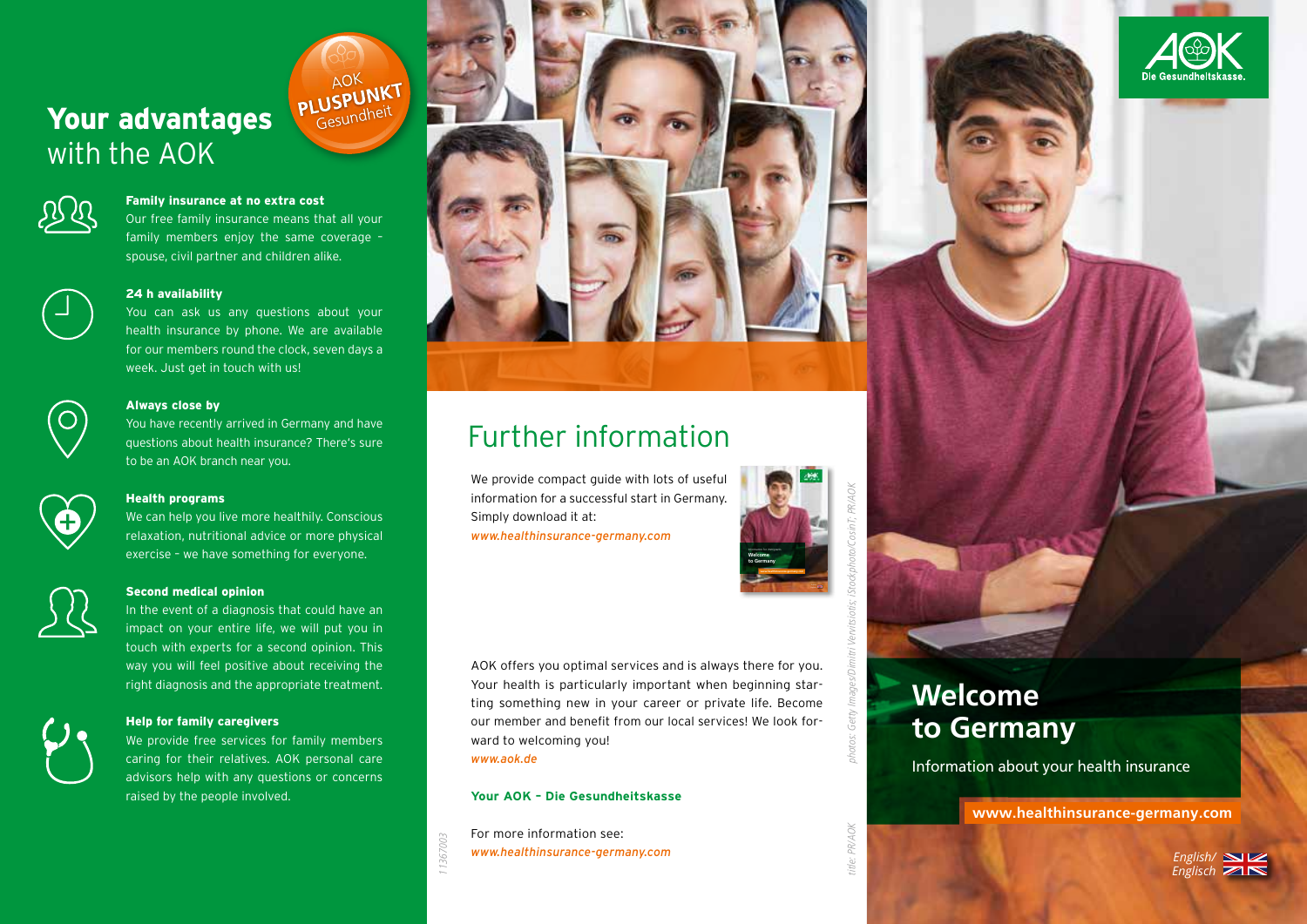# Your advantages with the AOK

AOK PLUSPUNKT Gesundheit

**Family insurance at no extra cost**
Our free family insurance means that all your family members enjoy the same coverage – spouse, civil partner and children alike.

**24 h availability**
You can ask us any questions about your health insurance by phone. We are available for our members round the clock, seven days a week. Just get in touch with us!

**Always close by**
You have recently arrived in Germany and have questions about health insurance? There's sure to be an AOK branch near you.

**Health programs**
We can help you live more healthily. Conscious relaxation, nutritional advice or more physical exercise – we have something for everyone.

**Second medical opinion**
In the event of a diagnosis that could have an impact on your entire life, we will put you in touch with experts for a second opinion. This way you will feel positive about receiving the right diagnosis and the appropriate treatment.

**Help for family caregivers**
We provide free services for family members caring for their relatives. AOK personal care advisors help with any questions or concerns raised by the people involved.

# Further information

We provide compact guide with lots of useful information for a successful start in Germany. Simply download it at:
*www.healthinsurance-germany.com*

AOK offers you optimal services and is always there for you. Your health is particularly important when beginning starting something new in your career or private life. Become our member and benefit from our local services! We look forward to welcoming you!
*www.aok.de*

**Your AOK – Die Gesundheitskasse**

For more information see:
*www.healthinsurance-germany.com*

*11367003*

*photos: Getty Images/Dimitri Vervitsiotis; iStockphoto/CosinT; PR/AOK*

*title: PR/AOK*

AOK Die Gesundheitskasse.

# Welcome to Germany

Information about your health insurance

**www.healthinsurance-germany.com**

*English/ Englisch*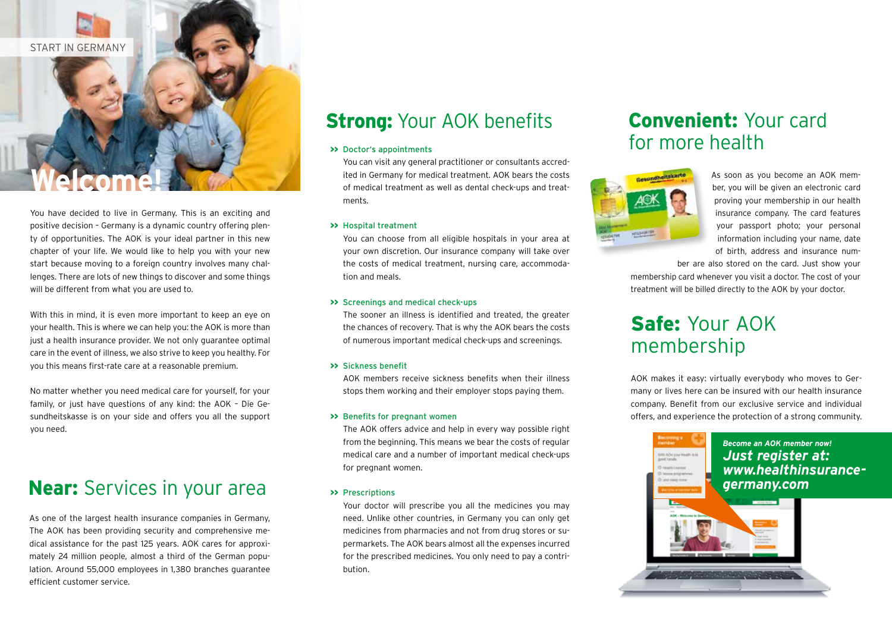START IN GERMANY

# Welcome!

You have decided to live in Germany. This is an exciting and positive decision – Germany is a dynamic country offering plenty of opportunities. The AOK is your ideal partner in this new chapter of your life. We would like to help you with your new start because moving to a foreign country involves many challenges. There are lots of new things to discover and some things will be different from what you are used to.

With this in mind, it is even more important to keep an eye on your health. This is where we can help you: the AOK is more than just a health insurance provider. We not only guarantee optimal care in the event of illness, we also strive to keep you healthy. For you this means first-rate care at a reasonable premium.

No matter whether you need medical care for yourself, for your family, or just have questions of any kind: the AOK – Die Gesundheitskasse is on your side and offers you all the support you need.

## **Near:** Services in your area

As one of the largest health insurance companies in Germany, The AOK has been providing security and comprehensive medical assistance for the past 125 years. AOK cares for approximately 24 million people, almost a third of the German population. Around 55,000 employees in 1,380 branches guarantee efficient customer service.

## **Strong:** Your AOK benefits

**>> Doctor's appointments**

You can visit any general practitioner or consultants accredited in Germany for medical treatment. AOK bears the costs of medical treatment as well as dental check-ups and treatments.

**>> Hospital treatment**

You can choose from all eligible hospitals in your area at your own discretion. Our insurance company will take over the costs of medical treatment, nursing care, accommodation and meals.

**>> Screenings and medical check-ups**

The sooner an illness is identified and treated, the greater the chances of recovery. That is why the AOK bears the costs of numerous important medical check-ups and screenings.

**>> Sickness benefit**

AOK members receive sickness benefits when their illness stops them working and their employer stops paying them.

**>> Benefits for pregnant women**

The AOK offers advice and help in every way possible right from the beginning. This means we bear the costs of regular medical care and a number of important medical check-ups for pregnant women.

**>> Prescriptions**

Your doctor will prescribe you all the medicines you may need. Unlike other countries, in Germany you can only get medicines from pharmacies and not from drug stores or supermarkets. The AOK bears almost all the expenses incurred for the prescribed medicines. You only need to pay a contribution.

## **Convenient:** Your card for more health

As soon as you become an AOK member, you will be given an electronic card proving your membership in our health insurance company. The card features your passport photo; your personal information including your name, date of birth, address and insurance number are also stored on the card. Just show your membership card whenever you visit a doctor. The cost of your treatment will be billed directly to the AOK by your doctor.

## **Safe:** Your AOK membership

AOK makes it easy: virtually everybody who moves to Germany or lives here can be insured with our health insurance company. Benefit from our exclusive service and individual offers, and experience the protection of a strong community.

***Become an AOK member now!***

***Just register at: www.healthinsurance-germany.com***